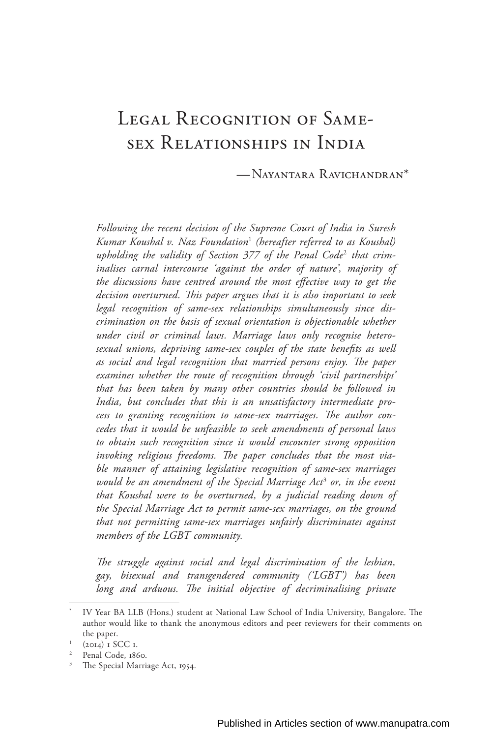# Legal Recognition of Same-sex Relationships in India

—Nayantara Ravichandran*

*Following the recent decision of the Supreme Court of India in Suresh Kumar Koushal v. Naz Foundation[1] (hereafter referred to as Koushal) upholding the validity of Section 377 of the Penal Code[2] that criminalises carnal intercourse 'against the order of nature', majority of the discussions have centred around the most effective way to get the decision overturned. This paper argues that it is also important to seek legal recognition of same-sex relationships simultaneously since discrimination on the basis of sexual orientation is objectionable whether under civil or criminal laws. Marriage laws only recognise heterosexual unions, depriving same-sex couples of the state benefits as well as social and legal recognition that married persons enjoy. The paper examines whether the route of recognition through 'civil partnerships' that has been taken by many other countries should be followed in India, but concludes that this is an unsatisfactory intermediate process to granting recognition to same-sex marriages. The author concedes that it would be unfeasible to seek amendments of personal laws to obtain such recognition since it would encounter strong opposition invoking religious freedoms. The paper concludes that the most viable manner of attaining legislative recognition of same-sex marriages would be an amendment of the Special Marriage Act[3] or, in the event that Koushal were to be overturned, by a judicial reading down of the Special Marriage Act to permit same-sex marriages, on the ground that not permitting same-sex marriages unfairly discriminates against members of the LGBT community.*

*The struggle against social and legal discrimination of the lesbian, gay, bisexual and transgendered community ('LGBT') has been long and arduous. The initial objective of decriminalising private*

---

\* IV Year BA LLB (Hons.) student at National Law School of India University, Bangalore. The author would like to thank the anonymous editors and peer reviewers for their comments on the paper.

[1] (2014) 1 SCC 1.

[2] Penal Code, 1860.

[3] The Special Marriage Act, 1954.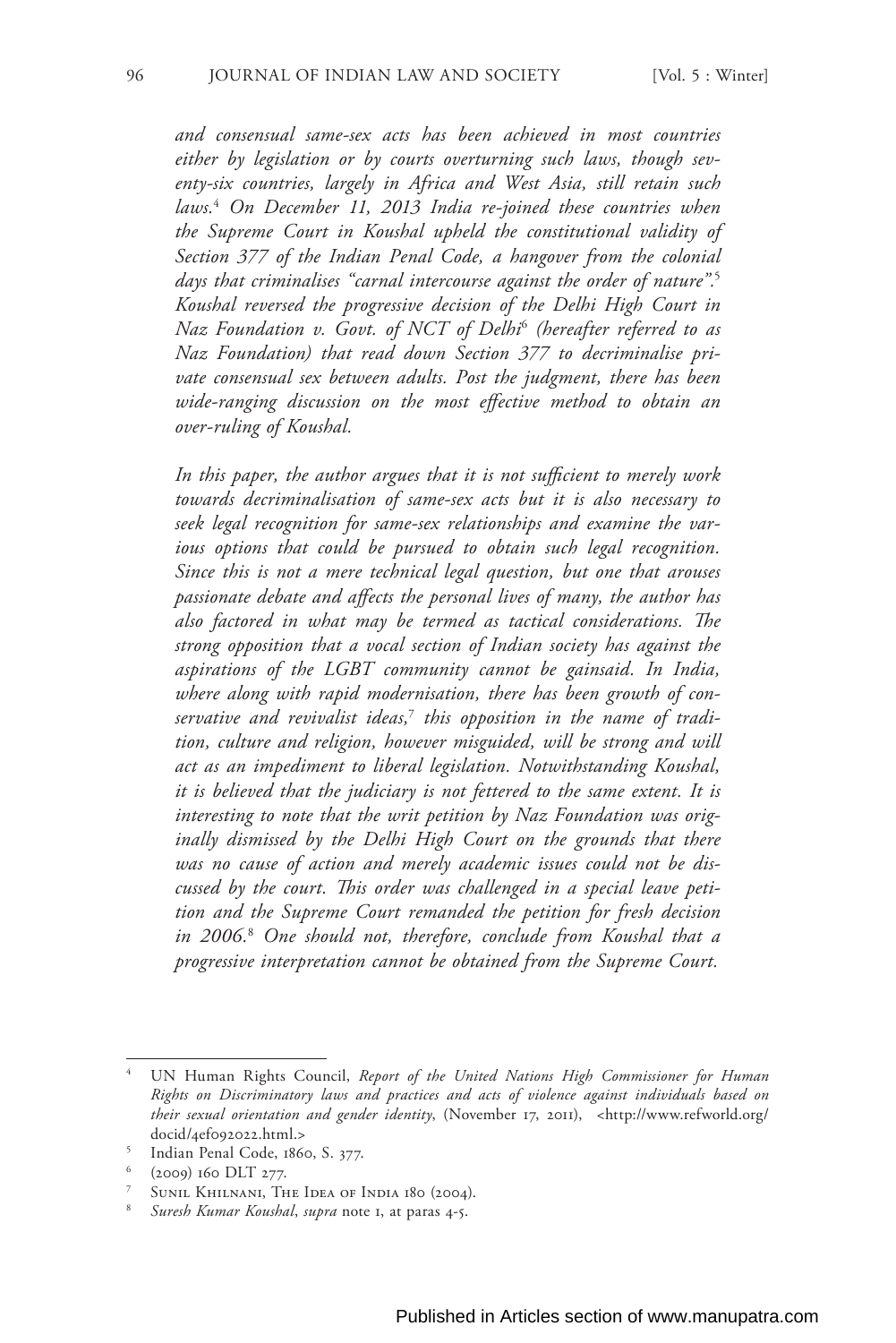*and consensual same-sex acts has been achieved in most countries either by legislation or by courts overturning such laws, though seventy-six countries, largely in Africa and West Asia, still retain such laws.*[4] *On December 11, 2013 India re-joined these countries when the Supreme Court in Koushal upheld the constitutional validity of Section 377 of the Indian Penal Code, a hangover from the colonial days that criminalises "carnal intercourse against the order of nature".*[5] *Koushal reversed the progressive decision of the Delhi High Court in Naz Foundation v. Govt. of NCT of Delhi*[6] *(hereafter referred to as Naz Foundation) that read down Section 377 to decriminalise private consensual sex between adults. Post the judgment, there has been wide-ranging discussion on the most effective method to obtain an over-ruling of Koushal.*

*In this paper, the author argues that it is not sufficient to merely work towards decriminalisation of same-sex acts but it is also necessary to seek legal recognition for same-sex relationships and examine the various options that could be pursued to obtain such legal recognition. Since this is not a mere technical legal question, but one that arouses passionate debate and affects the personal lives of many, the author has also factored in what may be termed as tactical considerations. The strong opposition that a vocal section of Indian society has against the aspirations of the LGBT community cannot be gainsaid. In India, where along with rapid modernisation, there has been growth of conservative and revivalist ideas,*[7] *this opposition in the name of tradition, culture and religion, however misguided, will be strong and will act as an impediment to liberal legislation. Notwithstanding Koushal, it is believed that the judiciary is not fettered to the same extent. It is interesting to note that the writ petition by Naz Foundation was originally dismissed by the Delhi High Court on the grounds that there was no cause of action and merely academic issues could not be discussed by the court. This order was challenged in a special leave petition and the Supreme Court remanded the petition for fresh decision in 2006.*[8] *One should not, therefore, conclude from Koushal that a progressive interpretation cannot be obtained from the Supreme Court.*

---

[4] UN Human Rights Council, *Report of the United Nations High Commissioner for Human Rights on Discriminatory laws and practices and acts of violence against individuals based on their sexual orientation and gender identity*, (November 17, 2011), <http://www.refworld.org/docid/4ef092022.html.>

[5] Indian Penal Code, 1860, S. 377.

[6] (2009) 160 DLT 277.

[7] Sunil Khilnani, The Idea of India 180 (2004).

[8] *Suresh Kumar Koushal*, *supra* note 1, at paras 4-5.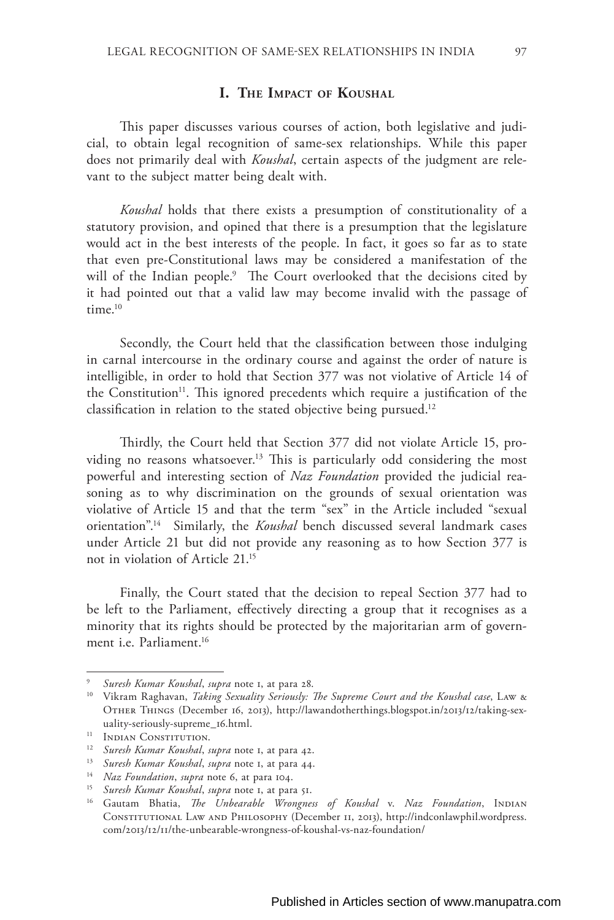## I. The Impact of Koushal

This paper discusses various courses of action, both legislative and judicial, to obtain legal recognition of same-sex relationships. While this paper does not primarily deal with *Koushal*, certain aspects of the judgment are relevant to the subject matter being dealt with.

*Koushal* holds that there exists a presumption of constitutionality of a statutory provision, and opined that there is a presumption that the legislature would act in the best interests of the people. In fact, it goes so far as to state that even pre-Constitutional laws may be considered a manifestation of the will of the Indian people.[9] The Court overlooked that the decisions cited by it had pointed out that a valid law may become invalid with the passage of time.[10]

Secondly, the Court held that the classification between those indulging in carnal intercourse in the ordinary course and against the order of nature is intelligible, in order to hold that Section 377 was not violative of Article 14 of the Constitution[11]. This ignored precedents which require a justification of the classification in relation to the stated objective being pursued.[12]

Thirdly, the Court held that Section 377 did not violate Article 15, providing no reasons whatsoever.[13] This is particularly odd considering the most powerful and interesting section of *Naz Foundation* provided the judicial reasoning as to why discrimination on the grounds of sexual orientation was violative of Article 15 and that the term "sex" in the Article included "sexual orientation".[14] Similarly, the *Koushal* bench discussed several landmark cases under Article 21 but did not provide any reasoning as to how Section 377 is not in violation of Article 21.[15]

Finally, the Court stated that the decision to repeal Section 377 had to be left to the Parliament, effectively directing a group that it recognises as a minority that its rights should be protected by the majoritarian arm of government i.e. Parliament.[16]

---

[9] *Suresh Kumar Koushal*, *supra* note 1, at para 28.

[10] Vikram Raghavan, *Taking Sexuality Seriously: The Supreme Court and the Koushal case*, Law & Other Things (December 16, 2013), http://lawandotherthings.blogspot.in/2013/12/taking-sexuality-seriously-supreme_16.html.

[11] Indian Constitution.

[12] *Suresh Kumar Koushal*, *supra* note 1, at para 42.

[13] *Suresh Kumar Koushal*, *supra* note 1, at para 44.

[14] *Naz Foundation*, *supra* note 6, at para 104.

[15] *Suresh Kumar Koushal*, *supra* note 1, at para 51.

[16] Gautam Bhatia, *The Unbearable Wrongness of Koushal* v. *Naz Foundation*, Indian Constitutional Law and Philosophy (December 11, 2013), http://indconlawphil.wordpress.com/2013/12/11/the-unbearable-wrongness-of-koushal-vs-naz-foundation/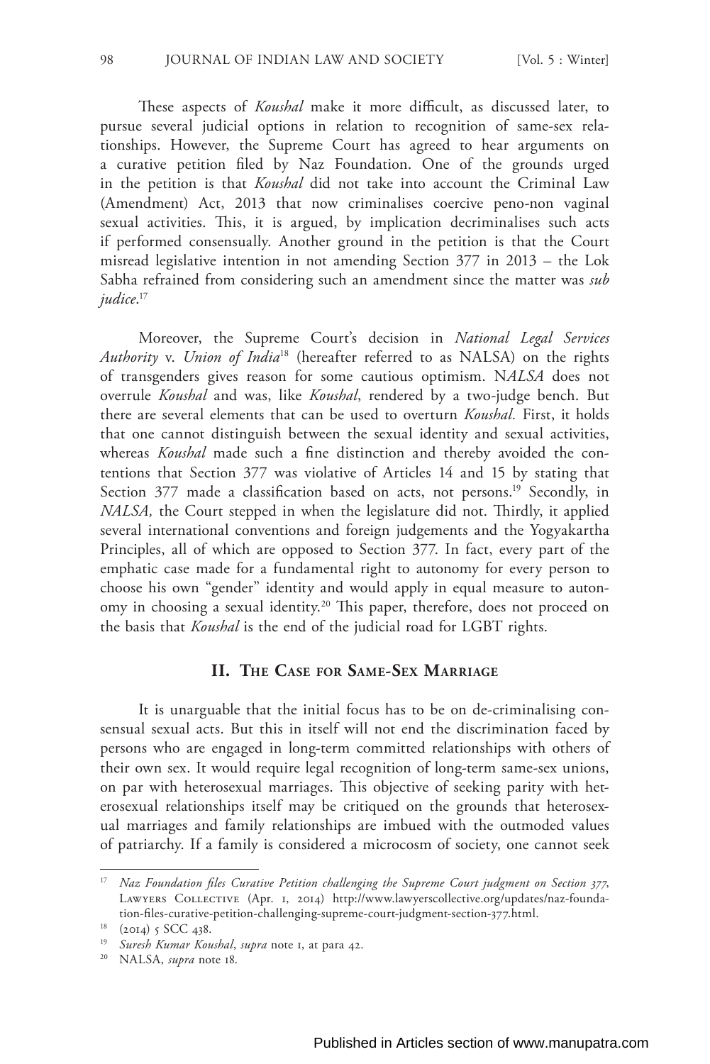These aspects of *Koushal* make it more difficult, as discussed later, to pursue several judicial options in relation to recognition of same-sex relationships. However, the Supreme Court has agreed to hear arguments on a curative petition filed by Naz Foundation. One of the grounds urged in the petition is that *Koushal* did not take into account the Criminal Law (Amendment) Act, 2013 that now criminalises coercive peno-non vaginal sexual activities. This, it is argued, by implication decriminalises such acts if performed consensually. Another ground in the petition is that the Court misread legislative intention in not amending Section 377 in 2013 – the Lok Sabha refrained from considering such an amendment since the matter was *sub judice*.[17]

Moreover, the Supreme Court's decision in *National Legal Services Authority* v. *Union of India*[18] (hereafter referred to as NALSA) on the rights of transgenders gives reason for some cautious optimism. N*ALSA* does not overrule *Koushal* and was, like *Koushal*, rendered by a two-judge bench. But there are several elements that can be used to overturn *Koushal.* First, it holds that one cannot distinguish between the sexual identity and sexual activities, whereas *Koushal* made such a fine distinction and thereby avoided the contentions that Section 377 was violative of Articles 14 and 15 by stating that Section 377 made a classification based on acts, not persons.[19] Secondly, in *NALSA,* the Court stepped in when the legislature did not. Thirdly, it applied several international conventions and foreign judgements and the Yogyakartha Principles, all of which are opposed to Section 377. In fact, every part of the emphatic case made for a fundamental right to autonomy for every person to choose his own "gender" identity and would apply in equal measure to autonomy in choosing a sexual identity.[20] This paper, therefore, does not proceed on the basis that *Koushal* is the end of the judicial road for LGBT rights.

## II. The Case for Same-Sex Marriage

It is unarguable that the initial focus has to be on de-criminalising consensual sexual acts. But this in itself will not end the discrimination faced by persons who are engaged in long-term committed relationships with others of their own sex. It would require legal recognition of long-term same-sex unions, on par with heterosexual marriages. This objective of seeking parity with heterosexual relationships itself may be critiqued on the grounds that heterosexual marriages and family relationships are imbued with the outmoded values of patriarchy. If a family is considered a microcosm of society, one cannot seek

---

17 *Naz Foundation files Curative Petition challenging the Supreme Court judgment on Section 377*, Lawyers Collective (Apr. 1, 2014) http://www.lawyerscollective.org/updates/naz-foundation-files-curative-petition-challenging-supreme-court-judgment-section-377.html.

18 (2014) 5 SCC 438.

19 *Suresh Kumar Koushal*, *supra* note 1, at para 42.

20 NALSA, *supra* note 18.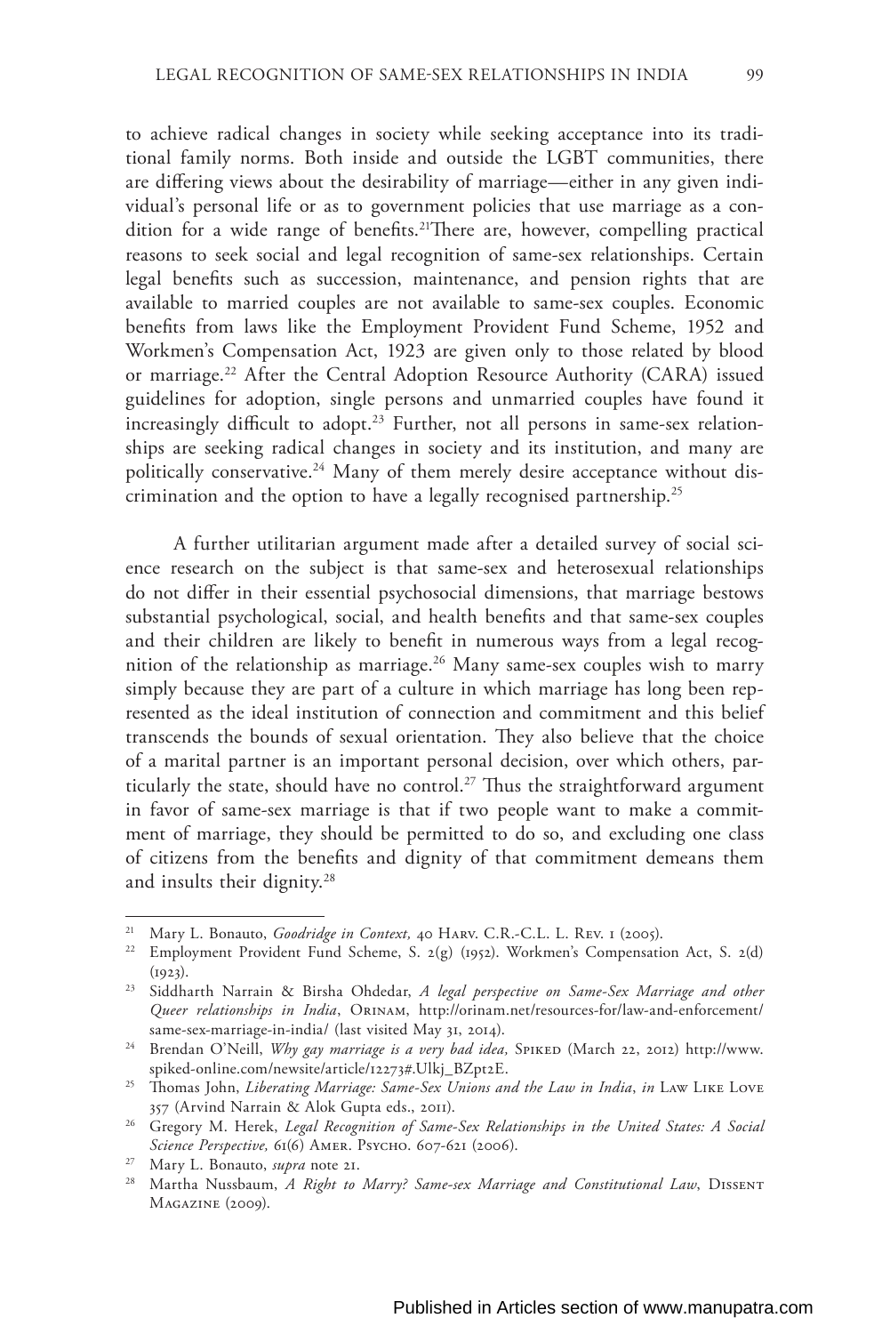to achieve radical changes in society while seeking acceptance into its traditional family norms. Both inside and outside the LGBT communities, there are differing views about the desirability of marriage—either in any given individual's personal life or as to government policies that use marriage as a condition for a wide range of benefits.[21]There are, however, compelling practical reasons to seek social and legal recognition of same-sex relationships. Certain legal benefits such as succession, maintenance, and pension rights that are available to married couples are not available to same-sex couples. Economic benefits from laws like the Employment Provident Fund Scheme, 1952 and Workmen's Compensation Act, 1923 are given only to those related by blood or marriage.[22] After the Central Adoption Resource Authority (CARA) issued guidelines for adoption, single persons and unmarried couples have found it increasingly difficult to adopt.[23] Further, not all persons in same-sex relationships are seeking radical changes in society and its institution, and many are politically conservative.[24] Many of them merely desire acceptance without discrimination and the option to have a legally recognised partnership.[25]

A further utilitarian argument made after a detailed survey of social science research on the subject is that same-sex and heterosexual relationships do not differ in their essential psychosocial dimensions, that marriage bestows substantial psychological, social, and health benefits and that same-sex couples and their children are likely to benefit in numerous ways from a legal recognition of the relationship as marriage.[26] Many same-sex couples wish to marry simply because they are part of a culture in which marriage has long been represented as the ideal institution of connection and commitment and this belief transcends the bounds of sexual orientation. They also believe that the choice of a marital partner is an important personal decision, over which others, particularly the state, should have no control.[27] Thus the straightforward argument in favor of same-sex marriage is that if two people want to make a commitment of marriage, they should be permitted to do so, and excluding one class of citizens from the benefits and dignity of that commitment demeans them and insults their dignity.[28]

---

[21] Mary L. Bonauto, *Goodridge in Context,* 40 Harv. C.R.-C.L. L. Rev. 1 (2005).

[22] Employment Provident Fund Scheme, S. 2(g) (1952). Workmen's Compensation Act, S. 2(d) (1923).

[23] Siddharth Narrain & Birsha Ohdedar, *A legal perspective on Same-Sex Marriage and other Queer relationships in India*, Orinam, http://orinam.net/resources-for/law-and-enforcement/same-sex-marriage-in-india/ (last visited May 31, 2014).

[24] Brendan O'Neill, *Why gay marriage is a very bad idea,* Spiked (March 22, 2012) http://www.spiked-online.com/newsite/article/12273#.Ulkj_BZpt2E.

[25] Thomas John, *Liberating Marriage: Same-Sex Unions and the Law in India*, *in* Law Like Love 357 (Arvind Narrain & Alok Gupta eds., 2011).

[26] Gregory M. Herek, *Legal Recognition of Same-Sex Relationships in the United States: A Social Science Perspective,* 61(6) Amer. Psycho. 607-621 (2006).

[27] Mary L. Bonauto, *supra* note 21.

[28] Martha Nussbaum, *A Right to Marry? Same-sex Marriage and Constitutional Law*, Dissent Magazine (2009).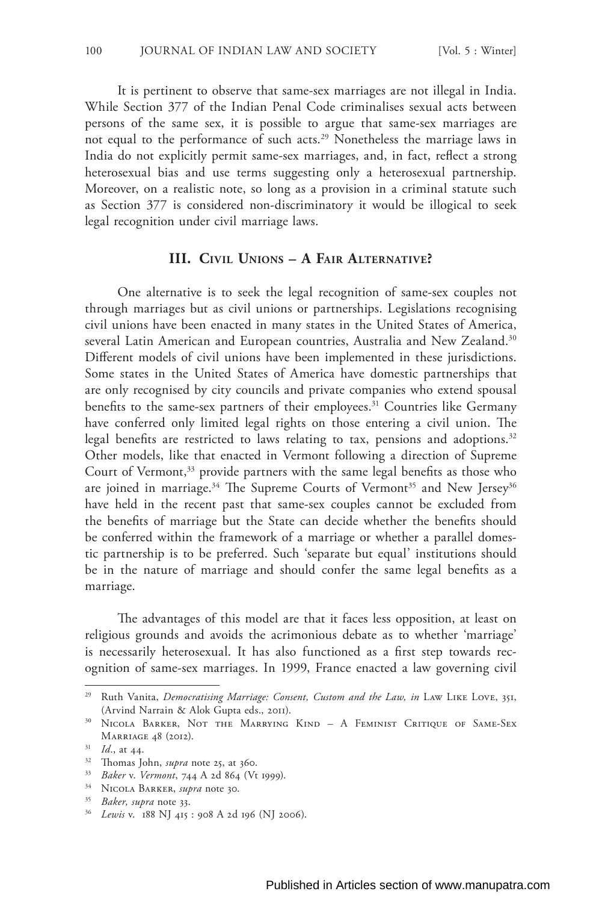It is pertinent to observe that same-sex marriages are not illegal in India. While Section 377 of the Indian Penal Code criminalises sexual acts between persons of the same sex, it is possible to argue that same-sex marriages are not equal to the performance of such acts.[29] Nonetheless the marriage laws in India do not explicitly permit same-sex marriages, and, in fact, reflect a strong heterosexual bias and use terms suggesting only a heterosexual partnership. Moreover, on a realistic note, so long as a provision in a criminal statute such as Section 377 is considered non-discriminatory it would be illogical to seek legal recognition under civil marriage laws.

## III. Civil Unions – A Fair Alternative?

One alternative is to seek the legal recognition of same-sex couples not through marriages but as civil unions or partnerships. Legislations recognising civil unions have been enacted in many states in the United States of America, several Latin American and European countries, Australia and New Zealand.[30] Different models of civil unions have been implemented in these jurisdictions. Some states in the United States of America have domestic partnerships that are only recognised by city councils and private companies who extend spousal benefits to the same-sex partners of their employees.[31] Countries like Germany have conferred only limited legal rights on those entering a civil union. The legal benefits are restricted to laws relating to tax, pensions and adoptions.[32] Other models, like that enacted in Vermont following a direction of Supreme Court of Vermont,[33] provide partners with the same legal benefits as those who are joined in marriage.[34] The Supreme Courts of Vermont[35] and New Jersey[36] have held in the recent past that same-sex couples cannot be excluded from the benefits of marriage but the State can decide whether the benefits should be conferred within the framework of a marriage or whether a parallel domestic partnership is to be preferred. Such 'separate but equal' institutions should be in the nature of marriage and should confer the same legal benefits as a marriage.

The advantages of this model are that it faces less opposition, at least on religious grounds and avoids the acrimonious debate as to whether 'marriage' is necessarily heterosexual. It has also functioned as a first step towards recognition of same-sex marriages. In 1999, France enacted a law governing civil

---

[29] Ruth Vanita, *Democratising Marriage: Consent, Custom and the Law, in* Law Like Love, 351, (Arvind Narrain & Alok Gupta eds., 2011).

[30] Nicola Barker, Not the Marrying Kind – A Feminist Critique of Same-Sex Marriage 48 (2012).

[31] *Id.*, at 44.

[32] Thomas John, *supra* note 25, at 360.

[33] *Baker* v. *Vermont*, 744 A 2d 864 (Vt 1999).

[34] Nicola Barker, *supra* note 30.

[35] *Baker, supra* note 33.

[36] *Lewis* v. 188 NJ 415 : 908 A 2d 196 (NJ 2006).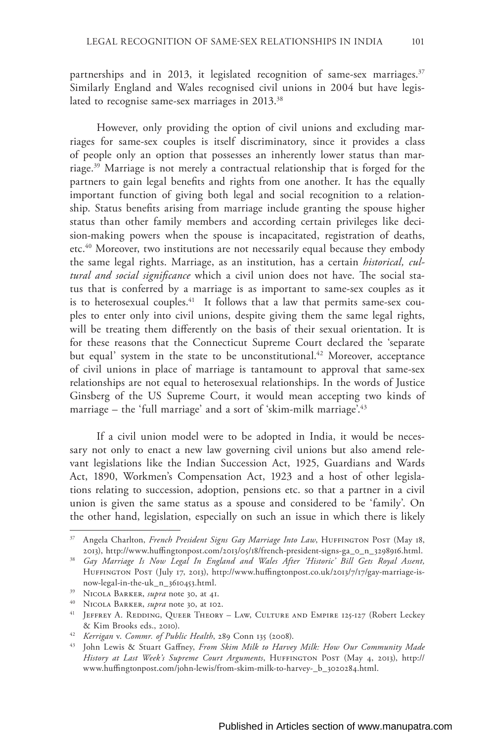partnerships and in 2013, it legislated recognition of same-sex marriages.[37] Similarly England and Wales recognised civil unions in 2004 but have legislated to recognise same-sex marriages in 2013.[38]

However, only providing the option of civil unions and excluding marriages for same-sex couples is itself discriminatory, since it provides a class of people only an option that possesses an inherently lower status than marriage.[39] Marriage is not merely a contractual relationship that is forged for the partners to gain legal benefits and rights from one another. It has the equally important function of giving both legal and social recognition to a relationship. Status benefits arising from marriage include granting the spouse higher status than other family members and according certain privileges like decision-making powers when the spouse is incapacitated, registration of deaths, etc.[40] Moreover, two institutions are not necessarily equal because they embody the same legal rights. Marriage, as an institution, has a certain *historical, cultural and social significance* which a civil union does not have. The social status that is conferred by a marriage is as important to same-sex couples as it is to heterosexual couples.[41] It follows that a law that permits same-sex couples to enter only into civil unions, despite giving them the same legal rights, will be treating them differently on the basis of their sexual orientation. It is for these reasons that the Connecticut Supreme Court declared the 'separate but equal' system in the state to be unconstitutional.[42] Moreover, acceptance of civil unions in place of marriage is tantamount to approval that same-sex relationships are not equal to heterosexual relationships. In the words of Justice Ginsberg of the US Supreme Court, it would mean accepting two kinds of marriage – the 'full marriage' and a sort of 'skim-milk marriage'.[43]

If a civil union model were to be adopted in India, it would be necessary not only to enact a new law governing civil unions but also amend relevant legislations like the Indian Succession Act, 1925, Guardians and Wards Act, 1890, Workmen's Compensation Act, 1923 and a host of other legislations relating to succession, adoption, pensions etc. so that a partner in a civil union is given the same status as a spouse and considered to be 'family'. On the other hand, legislation, especially on such an issue in which there is likely

---

[37] Angela Charlton, *French President Signs Gay Marriage Into Law*, Huffington Post (May 18, 2013), http://www.huffingtonpost.com/2013/05/18/french-president-signs-ga_0_n_3298916.html.

[38] *Gay Marriage Is Now Legal In England and Wales After 'Historic' Bill Gets Royal Assent*, Huffington Post (July 17, 2013), http://www.huffingtonpost.co.uk/2013/7/17/gay-marriage-is-now-legal-in-the-uk_n_3610453.html.

[39] Nicola Barker, *supra* note 30, at 41.

[40] Nicola Barker, *supra* note 30, at 102.

[41] Jeffrey A. Redding, Queer Theory – Law, Culture and Empire 125-127 (Robert Leckey & Kim Brooks eds., 2010).

[42] *Kerrigan* v. *Commr. of Public Health*, 289 Conn 135 (2008).

[43] John Lewis & Stuart Gaffney, *From Skim Milk to Harvey Milk: How Our Community Made History at Last Week's Supreme Court Arguments*, Huffington Post (May 4, 2013), http://www.huffingtonpost.com/john-lewis/from-skim-milk-to-harvey-_b_3020284.html.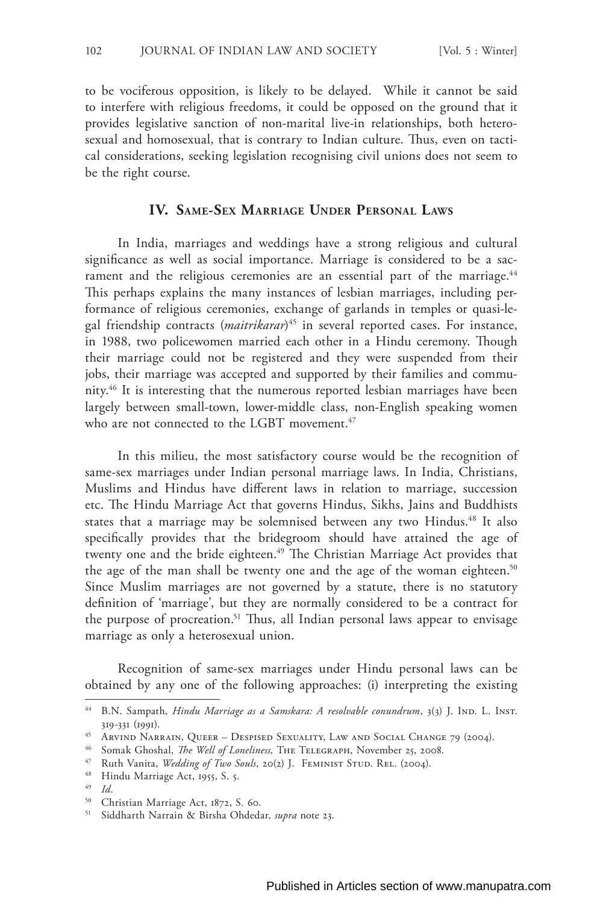to be vociferous opposition, is likely to be delayed. While it cannot be said to interfere with religious freedoms, it could be opposed on the ground that it provides legislative sanction of non-marital live-in relationships, both heterosexual and homosexual, that is contrary to Indian culture. Thus, even on tactical considerations, seeking legislation recognising civil unions does not seem to be the right course.

## IV. Same-Sex Marriage Under Personal Laws

In India, marriages and weddings have a strong religious and cultural significance as well as social importance. Marriage is considered to be a sacrament and the religious ceremonies are an essential part of the marriage.[44] This perhaps explains the many instances of lesbian marriages, including performance of religious ceremonies, exchange of garlands in temples or quasi-legal friendship contracts (*maitrikarar*)[45] in several reported cases. For instance, in 1988, two policewomen married each other in a Hindu ceremony. Though their marriage could not be registered and they were suspended from their jobs, their marriage was accepted and supported by their families and community.[46] It is interesting that the numerous reported lesbian marriages have been largely between small-town, lower-middle class, non-English speaking women who are not connected to the LGBT movement.[47]

In this milieu, the most satisfactory course would be the recognition of same-sex marriages under Indian personal marriage laws. In India, Christians, Muslims and Hindus have different laws in relation to marriage, succession etc. The Hindu Marriage Act that governs Hindus, Sikhs, Jains and Buddhists states that a marriage may be solemnised between any two Hindus.[48] It also specifically provides that the bridegroom should have attained the age of twenty one and the bride eighteen.[49] The Christian Marriage Act provides that the age of the man shall be twenty one and the age of the woman eighteen.[50] Since Muslim marriages are not governed by a statute, there is no statutory definition of 'marriage', but they are normally considered to be a contract for the purpose of procreation.[51] Thus, all Indian personal laws appear to envisage marriage as only a heterosexual union.

Recognition of same-sex marriages under Hindu personal laws can be obtained by any one of the following approaches: (i) interpreting the existing

---

[44] B.N. Sampath, *Hindu Marriage as a Samskara: A resolvable conundrum*, 3(3) J. Ind. L. Inst. 319-331 (1991).

[45] Arvind Narrain, Queer – Despised Sexuality, Law and Social Change 79 (2004).

[46] Somak Ghoshal, *The Well of Loneliness,* The Telegraph, November 25, 2008.

[47] Ruth Vanita, *Wedding of Two Souls*, 20(2) J. Feminist Stud. Rel. (2004).

[48] Hindu Marriage Act, 1955, S. 5.

[49] *Id*.

[50] Christian Marriage Act, 1872, S. 60.

[51] Siddharth Narrain & Birsha Ohdedar, *supra* note 23.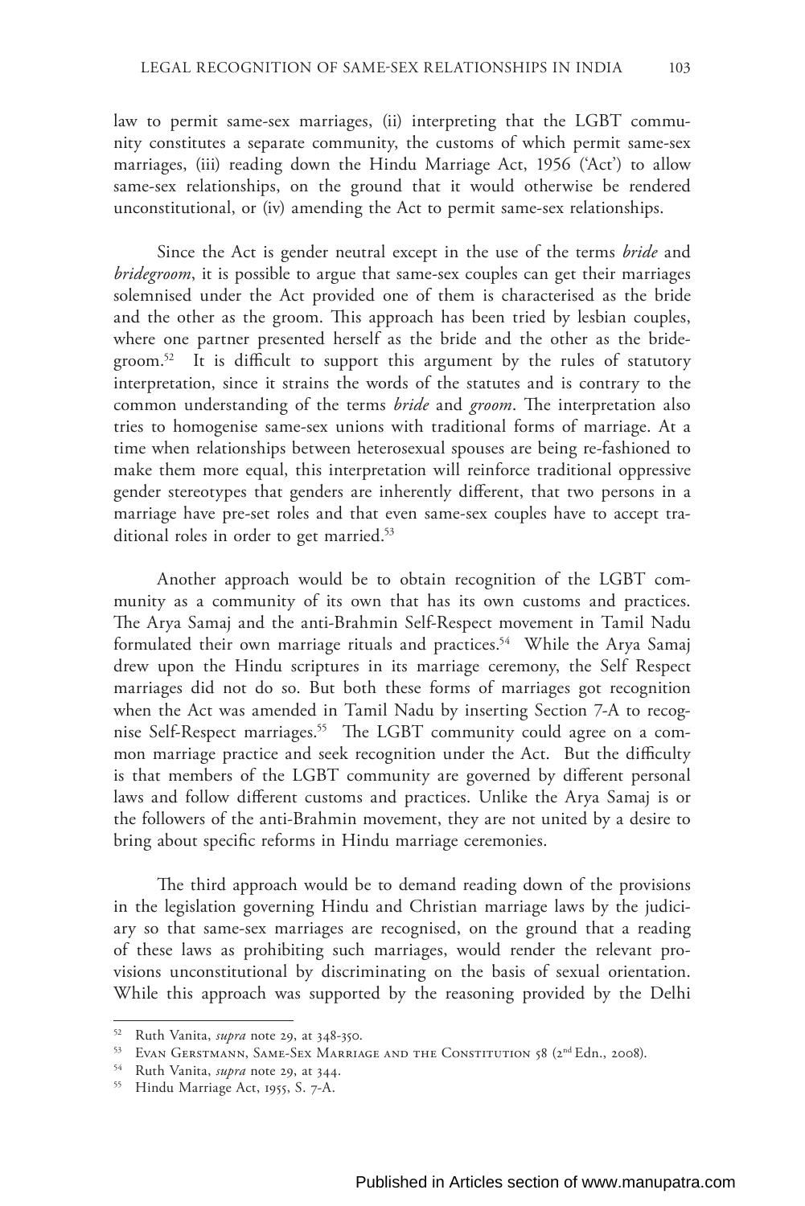law to permit same-sex marriages, (ii) interpreting that the LGBT community constitutes a separate community, the customs of which permit same-sex marriages, (iii) reading down the Hindu Marriage Act, 1956 ('Act') to allow same-sex relationships, on the ground that it would otherwise be rendered unconstitutional, or (iv) amending the Act to permit same-sex relationships.

Since the Act is gender neutral except in the use of the terms *bride* and *bridegroom*, it is possible to argue that same-sex couples can get their marriages solemnised under the Act provided one of them is characterised as the bride and the other as the groom. This approach has been tried by lesbian couples, where one partner presented herself as the bride and the other as the bridegroom.[52] It is difficult to support this argument by the rules of statutory interpretation, since it strains the words of the statutes and is contrary to the common understanding of the terms *bride* and *groom*. The interpretation also tries to homogenise same-sex unions with traditional forms of marriage. At a time when relationships between heterosexual spouses are being re-fashioned to make them more equal, this interpretation will reinforce traditional oppressive gender stereotypes that genders are inherently different, that two persons in a marriage have pre-set roles and that even same-sex couples have to accept traditional roles in order to get married.[53]

Another approach would be to obtain recognition of the LGBT community as a community of its own that has its own customs and practices. The Arya Samaj and the anti-Brahmin Self-Respect movement in Tamil Nadu formulated their own marriage rituals and practices.[54] While the Arya Samaj drew upon the Hindu scriptures in its marriage ceremony, the Self Respect marriages did not do so. But both these forms of marriages got recognition when the Act was amended in Tamil Nadu by inserting Section 7-A to recognise Self-Respect marriages.[55] The LGBT community could agree on a common marriage practice and seek recognition under the Act. But the difficulty is that members of the LGBT community are governed by different personal laws and follow different customs and practices. Unlike the Arya Samaj is or the followers of the anti-Brahmin movement, they are not united by a desire to bring about specific reforms in Hindu marriage ceremonies.

The third approach would be to demand reading down of the provisions in the legislation governing Hindu and Christian marriage laws by the judiciary so that same-sex marriages are recognised, on the ground that a reading of these laws as prohibiting such marriages, would render the relevant provisions unconstitutional by discriminating on the basis of sexual orientation. While this approach was supported by the reasoning provided by the Delhi

---

[52] Ruth Vanita, *supra* note 29, at 348-350.

[53] Evan Gerstmann, Same-Sex Marriage and the Constitution 58 (2nd Edn., 2008).

[54] Ruth Vanita, *supra* note 29, at 344.

[55] Hindu Marriage Act, 1955, S. 7-A.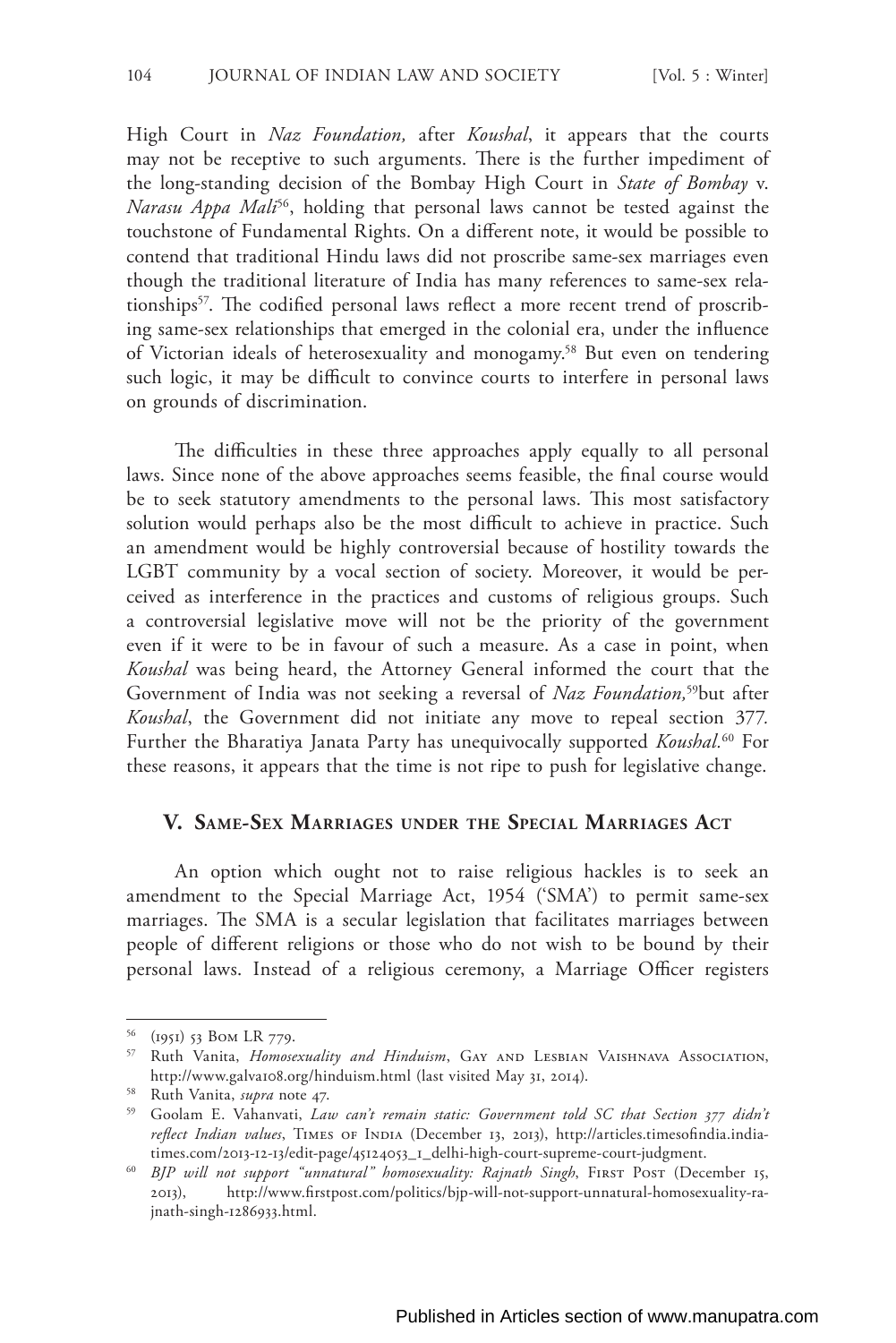High Court in *Naz Foundation,* after *Koushal*, it appears that the courts may not be receptive to such arguments. There is the further impediment of the long-standing decision of the Bombay High Court in *State of Bombay* v. *Narasu Appa Mali*[56], holding that personal laws cannot be tested against the touchstone of Fundamental Rights. On a different note, it would be possible to contend that traditional Hindu laws did not proscribe same-sex marriages even though the traditional literature of India has many references to same-sex relationships[57]. The codified personal laws reflect a more recent trend of proscribing same-sex relationships that emerged in the colonial era, under the influence of Victorian ideals of heterosexuality and monogamy.[58] But even on tendering such logic, it may be difficult to convince courts to interfere in personal laws on grounds of discrimination.

The difficulties in these three approaches apply equally to all personal laws. Since none of the above approaches seems feasible, the final course would be to seek statutory amendments to the personal laws. This most satisfactory solution would perhaps also be the most difficult to achieve in practice. Such an amendment would be highly controversial because of hostility towards the LGBT community by a vocal section of society. Moreover, it would be perceived as interference in the practices and customs of religious groups. Such a controversial legislative move will not be the priority of the government even if it were to be in favour of such a measure. As a case in point, when *Koushal* was being heard, the Attorney General informed the court that the Government of India was not seeking a reversal of *Naz Foundation,*[59]but after *Koushal*, the Government did not initiate any move to repeal section 377. Further the Bharatiya Janata Party has unequivocally supported *Koushal.*[60] For these reasons, it appears that the time is not ripe to push for legislative change.

## V. Same-Sex Marriages under the Special Marriages Act

An option which ought not to raise religious hackles is to seek an amendment to the Special Marriage Act, 1954 ('SMA') to permit same-sex marriages. The SMA is a secular legislation that facilitates marriages between people of different religions or those who do not wish to be bound by their personal laws. Instead of a religious ceremony, a Marriage Officer registers

---

[56] (1951) 53 Bom LR 779.

[57] Ruth Vanita, *Homosexuality and Hinduism*, Gay and Lesbian Vaishnava Association, http://www.galva108.org/hinduism.html (last visited May 31, 2014).

[58] Ruth Vanita, *supra* note 47.

[59] Goolam E. Vahanvati, *Law can't remain static: Government told SC that Section 377 didn't reflect Indian values*, Times of India (December 13, 2013), http://articles.timesofindia.indiatimes.com/2013-12-13/edit-page/45124053_1_delhi-high-court-supreme-court-judgment.

[60] *BJP will not support "unnatural" homosexuality: Rajnath Singh*, First Post (December 15, 2013), http://www.firstpost.com/politics/bjp-will-not-support-unnatural-homosexuality-rajnath-singh-1286933.html.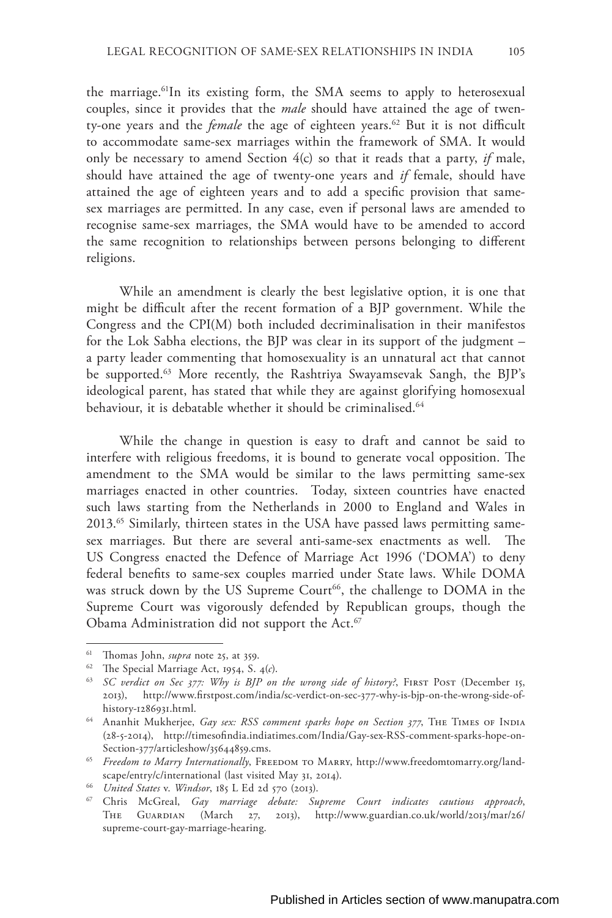the marriage.[61]In its existing form, the SMA seems to apply to heterosexual couples, since it provides that the *male* should have attained the age of twenty-one years and the *female* the age of eighteen years.[62] But it is not difficult to accommodate same-sex marriages within the framework of SMA. It would only be necessary to amend Section 4(c) so that it reads that a party, *if* male, should have attained the age of twenty-one years and *if* female, should have attained the age of eighteen years and to add a specific provision that same-sex marriages are permitted. In any case, even if personal laws are amended to recognise same-sex marriages, the SMA would have to be amended to accord the same recognition to relationships between persons belonging to different religions.

While an amendment is clearly the best legislative option, it is one that might be difficult after the recent formation of a BJP government. While the Congress and the CPI(M) both included decriminalisation in their manifestos for the Lok Sabha elections, the BJP was clear in its support of the judgment – a party leader commenting that homosexuality is an unnatural act that cannot be supported.[63] More recently, the Rashtriya Swayamsevak Sangh, the BJP's ideological parent, has stated that while they are against glorifying homosexual behaviour, it is debatable whether it should be criminalised.[64]

While the change in question is easy to draft and cannot be said to interfere with religious freedoms, it is bound to generate vocal opposition. The amendment to the SMA would be similar to the laws permitting same-sex marriages enacted in other countries. Today, sixteen countries have enacted such laws starting from the Netherlands in 2000 to England and Wales in 2013.[65] Similarly, thirteen states in the USA have passed laws permitting same-sex marriages. But there are several anti-same-sex enactments as well. The US Congress enacted the Defence of Marriage Act 1996 ('DOMA') to deny federal benefits to same-sex couples married under State laws. While DOMA was struck down by the US Supreme Court[66], the challenge to DOMA in the Supreme Court was vigorously defended by Republican groups, though the Obama Administration did not support the Act.[67]

---

[61] Thomas John, *supra* note 25, at 359.

[62] The Special Marriage Act, 1954, S. 4(*c*).

[63] *SC verdict on Sec 377: Why is BJP on the wrong side of history?*, First Post (December 15, 2013), http://www.firstpost.com/india/sc-verdict-on-sec-377-why-is-bjp-on-the-wrong-side-of-history-1286931.html.

[64] Ananhit Mukherjee, *Gay sex: RSS comment sparks hope on Section 377*, The Times of India (28-5-2014), http://timesofindia.indiatimes.com/India/Gay-sex-RSS-comment-sparks-hope-on-Section-377/articleshow/35644859.cms.

[65] *Freedom to Marry Internationally*, Freedom to Marry, http://www.freedomtomarry.org/landscape/entry/c/international (last visited May 31, 2014).

[66] *United States* v. *Windsor*, 185 L Ed 2d 570 (2013).

[67] Chris McGreal, *Gay marriage debate: Supreme Court indicates cautious approach*, The Guardian (March 27, 2013), http://www.guardian.co.uk/world/2013/mar/26/supreme-court-gay-marriage-hearing.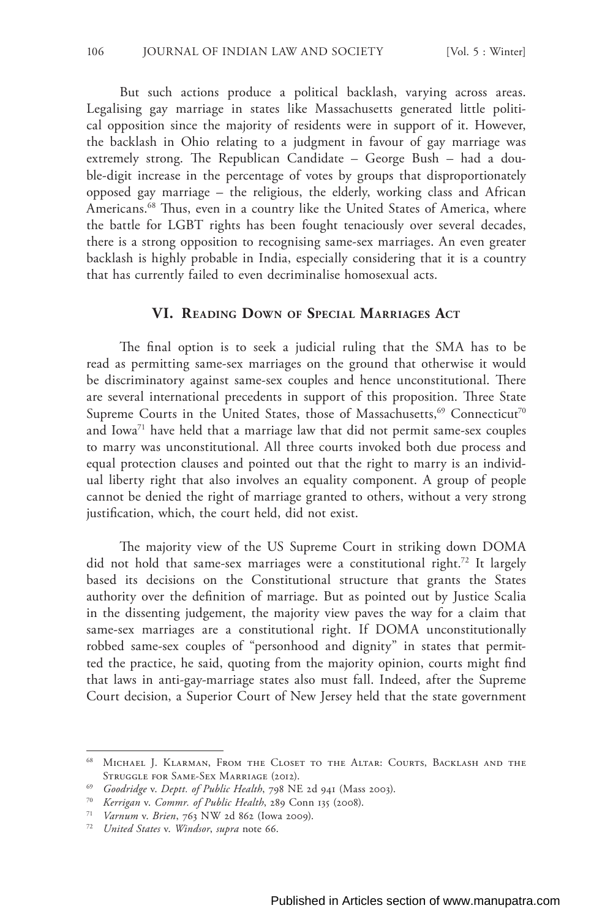But such actions produce a political backlash, varying across areas. Legalising gay marriage in states like Massachusetts generated little political opposition since the majority of residents were in support of it. However, the backlash in Ohio relating to a judgment in favour of gay marriage was extremely strong. The Republican Candidate – George Bush – had a double-digit increase in the percentage of votes by groups that disproportionately opposed gay marriage – the religious, the elderly, working class and African Americans.[68] Thus, even in a country like the United States of America, where the battle for LGBT rights has been fought tenaciously over several decades, there is a strong opposition to recognising same-sex marriages. An even greater backlash is highly probable in India, especially considering that it is a country that has currently failed to even decriminalise homosexual acts.

## VI. Reading Down of Special Marriages Act

The final option is to seek a judicial ruling that the SMA has to be read as permitting same-sex marriages on the ground that otherwise it would be discriminatory against same-sex couples and hence unconstitutional. There are several international precedents in support of this proposition. Three State Supreme Courts in the United States, those of Massachusetts,[69] Connecticut[70] and Iowa[71] have held that a marriage law that did not permit same-sex couples to marry was unconstitutional. All three courts invoked both due process and equal protection clauses and pointed out that the right to marry is an individual liberty right that also involves an equality component. A group of people cannot be denied the right of marriage granted to others, without a very strong justification, which, the court held, did not exist.

The majority view of the US Supreme Court in striking down DOMA did not hold that same-sex marriages were a constitutional right.[72] It largely based its decisions on the Constitutional structure that grants the States authority over the definition of marriage. But as pointed out by Justice Scalia in the dissenting judgement, the majority view paves the way for a claim that same-sex marriages are a constitutional right. If DOMA unconstitutionally robbed same-sex couples of "personhood and dignity" in states that permitted the practice, he said, quoting from the majority opinion, courts might find that laws in anti-gay-marriage states also must fall. Indeed, after the Supreme Court decision, a Superior Court of New Jersey held that the state government

---

[68] Michael J. Klarman, From the Closet to the Altar: Courts, Backlash and the Struggle for Same-Sex Marriage (2012).

[69] *Goodridge* v. *Deptt. of Public Health*, 798 NE 2d 941 (Mass 2003).

[70] *Kerrigan* v. *Commr. of Public Health*, 289 Conn 135 (2008).

[71] *Varnum* v. *Brien*, 763 NW 2d 862 (Iowa 2009).

[72] *United States* v. *Windsor*, *supra* note 66.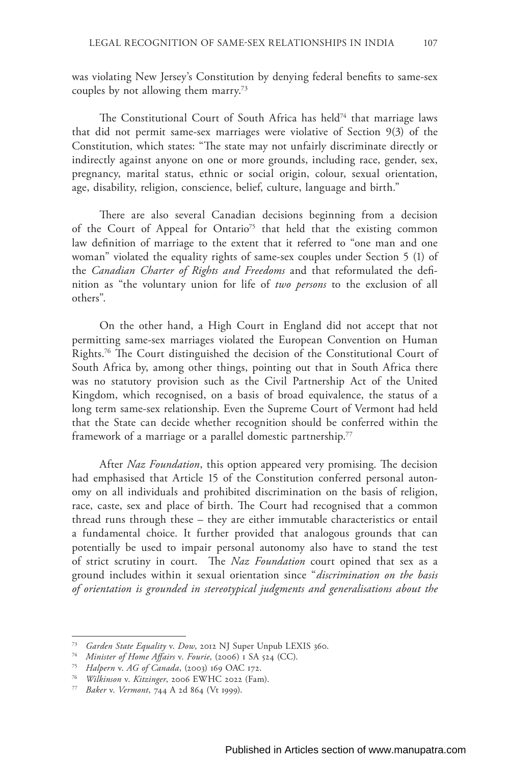was violating New Jersey's Constitution by denying federal benefits to same-sex couples by not allowing them marry.[73]

The Constitutional Court of South Africa has held[74] that marriage laws that did not permit same-sex marriages were violative of Section 9(3) of the Constitution, which states: "The state may not unfairly discriminate directly or indirectly against anyone on one or more grounds, including race, gender, sex, pregnancy, marital status, ethnic or social origin, colour, sexual orientation, age, disability, religion, conscience, belief, culture, language and birth."

There are also several Canadian decisions beginning from a decision of the Court of Appeal for Ontario[75] that held that the existing common law definition of marriage to the extent that it referred to "one man and one woman" violated the equality rights of same-sex couples under Section 5 (1) of the *Canadian Charter of Rights and Freedoms* and that reformulated the definition as "the voluntary union for life of *two persons* to the exclusion of all others".

On the other hand, a High Court in England did not accept that not permitting same-sex marriages violated the European Convention on Human Rights.[76] The Court distinguished the decision of the Constitutional Court of South Africa by, among other things, pointing out that in South Africa there was no statutory provision such as the Civil Partnership Act of the United Kingdom, which recognised, on a basis of broad equivalence, the status of a long term same-sex relationship. Even the Supreme Court of Vermont had held that the State can decide whether recognition should be conferred within the framework of a marriage or a parallel domestic partnership.[77]

After *Naz Foundation*, this option appeared very promising. The decision had emphasised that Article 15 of the Constitution conferred personal autonomy on all individuals and prohibited discrimination on the basis of religion, race, caste, sex and place of birth. The Court had recognised that a common thread runs through these – they are either immutable characteristics or entail a fundamental choice. It further provided that analogous grounds that can potentially be used to impair personal autonomy also have to stand the test of strict scrutiny in court. The *Naz Foundation* court opined that sex as a ground includes within it sexual orientation since "*discrimination on the basis of orientation is grounded in stereotypical judgments and generalisations about the*

---

[73] *Garden State Equality* v. *Dow*, 2012 NJ Super Unpub LEXIS 360.

[74] *Minister of Home Affairs* v. *Fourie*, (2006) 1 SA 524 (CC).

[75] *Halpern* v. *AG of Canada*, (2003) 169 OAC 172.

[76] *Wilkinson* v. *Kitzinger*, 2006 EWHC 2022 (Fam).

[77] *Baker* v. *Vermont*, 744 A 2d 864 (Vt 1999).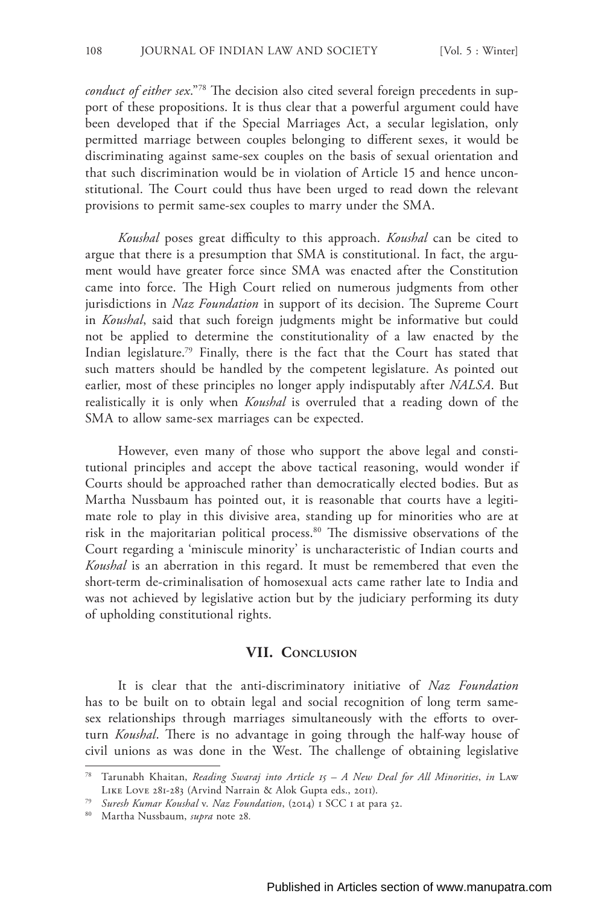*conduct of either sex*."[78] The decision also cited several foreign precedents in support of these propositions. It is thus clear that a powerful argument could have been developed that if the Special Marriages Act, a secular legislation, only permitted marriage between couples belonging to different sexes, it would be discriminating against same-sex couples on the basis of sexual orientation and that such discrimination would be in violation of Article 15 and hence unconstitutional. The Court could thus have been urged to read down the relevant provisions to permit same-sex couples to marry under the SMA.

*Koushal* poses great difficulty to this approach. *Koushal* can be cited to argue that there is a presumption that SMA is constitutional. In fact, the argument would have greater force since SMA was enacted after the Constitution came into force. The High Court relied on numerous judgments from other jurisdictions in *Naz Foundation* in support of its decision. The Supreme Court in *Koushal*, said that such foreign judgments might be informative but could not be applied to determine the constitutionality of a law enacted by the Indian legislature.[79] Finally, there is the fact that the Court has stated that such matters should be handled by the competent legislature. As pointed out earlier, most of these principles no longer apply indisputably after *NALSA*. But realistically it is only when *Koushal* is overruled that a reading down of the SMA to allow same-sex marriages can be expected.

However, even many of those who support the above legal and constitutional principles and accept the above tactical reasoning, would wonder if Courts should be approached rather than democratically elected bodies. But as Martha Nussbaum has pointed out, it is reasonable that courts have a legitimate role to play in this divisive area, standing up for minorities who are at risk in the majoritarian political process.[80] The dismissive observations of the Court regarding a 'miniscule minority' is uncharacteristic of Indian courts and *Koushal* is an aberration in this regard. It must be remembered that even the short-term de-criminalisation of homosexual acts came rather late to India and was not achieved by legislative action but by the judiciary performing its duty of upholding constitutional rights.

## VII. Conclusion

It is clear that the anti-discriminatory initiative of *Naz Foundation* has to be built on to obtain legal and social recognition of long term same-sex relationships through marriages simultaneously with the efforts to overturn *Koushal*. There is no advantage in going through the half-way house of civil unions as was done in the West. The challenge of obtaining legislative

---

[78] Tarunabh Khaitan, *Reading Swaraj into Article 15 – A New Deal for All Minorities*, *in* Law Like Love 281-283 (Arvind Narrain & Alok Gupta eds., 2011).

[79] *Suresh Kumar Koushal* v. *Naz Foundation*, (2014) 1 SCC 1 at para 52.

[80] Martha Nussbaum, *supra* note 28.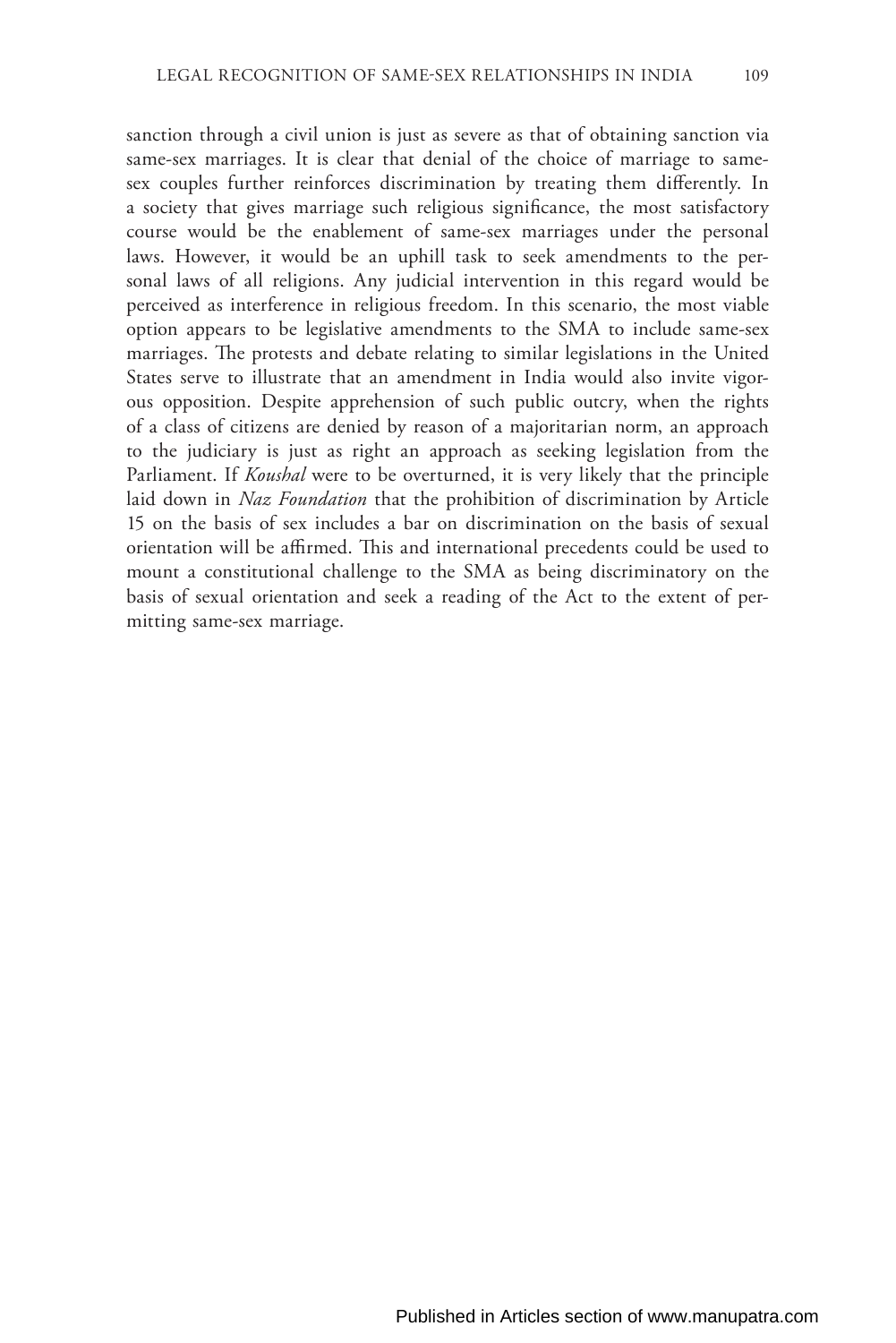sanction through a civil union is just as severe as that of obtaining sanction via same-sex marriages. It is clear that denial of the choice of marriage to same-sex couples further reinforces discrimination by treating them differently. In a society that gives marriage such religious significance, the most satisfactory course would be the enablement of same-sex marriages under the personal laws. However, it would be an uphill task to seek amendments to the personal laws of all religions. Any judicial intervention in this regard would be perceived as interference in religious freedom. In this scenario, the most viable option appears to be legislative amendments to the SMA to include same-sex marriages. The protests and debate relating to similar legislations in the United States serve to illustrate that an amendment in India would also invite vigorous opposition. Despite apprehension of such public outcry, when the rights of a class of citizens are denied by reason of a majoritarian norm, an approach to the judiciary is just as right an approach as seeking legislation from the Parliament. If *Koushal* were to be overturned, it is very likely that the principle laid down in *Naz Foundation* that the prohibition of discrimination by Article 15 on the basis of sex includes a bar on discrimination on the basis of sexual orientation will be affirmed. This and international precedents could be used to mount a constitutional challenge to the SMA as being discriminatory on the basis of sexual orientation and seek a reading of the Act to the extent of permitting same-sex marriage.